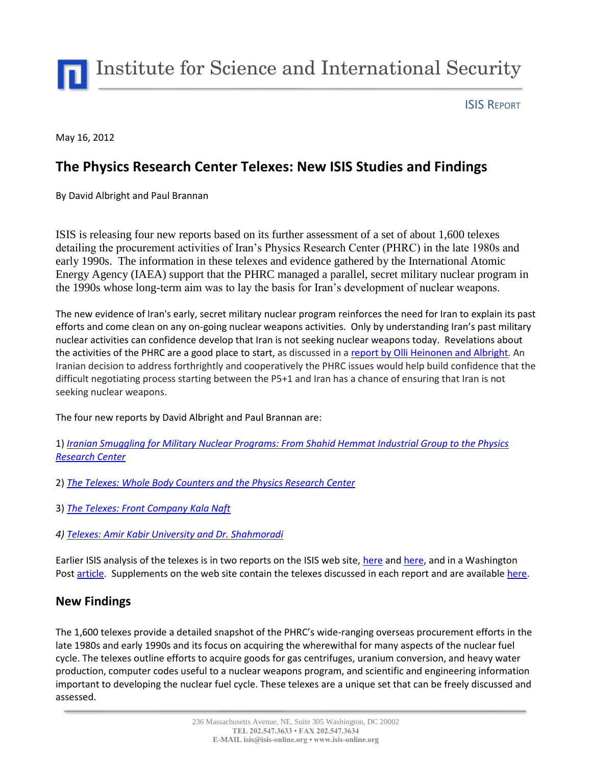Institute for Science and International Security

ISIS REPORT

May 16, 2012

# The Physics Research Center Telexes: New ISIS Studies and Findings

By David Albright and Paul Brannan

ISIS is releasing four new reports based on its further assessment of a set of about 1,600 telexes detailing the procurement activities of Iran's Physics Research Center (PHRC) in the late 1980s and early 1990s. The information in these telexes and evidence gathered by the International Atomic Energy Agency (IAEA) support that the PHRC managed a parallel, secret military nuclear program in the 1990s whose long-term aim was to lay the basis for Iran's development of nuclear weapons.

The new evidence of Iran's early, secret military nuclear program reinforces the need for Iran to explain its past efforts and come clean on any on-going nuclear weapons activities. Only by understanding Iran's past military nuclear activities can confidence develop that Iran is not seeking nuclear weapons today. Revelations about the activities of the PHRC are a good place to start, as discussed in a report by Olli Heinonen and Albright. An Iranian decision to address forthrightly and cooperatively the PHRC issues would help build confidence that the difficult negotiating process starting between the P5+1 and Iran has a chance of ensuring that Iran is not seeking nuclear weapons.

The four new reports by David Albright and Paul Brannan are:

1) *Iranian Smuggling for Military Nuclear Programs: From Shahid Hemmat Industrial Group to the Physics Research Center*

2) *The Telexes: Whole Body Counters and the Physics Research Center*

3) *The Telexes: Front Company Kala Naft*

4) *Telexes: Amir Kabir University and Dr. Shahmoradi*

Earlier ISIS analysis of the telexes is in two reports on the ISIS web site, here and here, and in a Washington Post article. Supplements on the web site contain the telexes discussed in each report and are available here.

## New Findings

The 1,600 telexes provide a detailed snapshot of the PHRC's wide-ranging overseas procurement efforts in the late 1980s and early 1990s and its focus on acquiring the wherewithal for many aspects of the nuclear fuel cycle. The telexes outline efforts to acquire goods for gas centrifuges, uranium conversion, and heavy water production, computer codes useful to a nuclear weapons program, and scientific and engineering information important to developing the nuclear fuel cycle. These telexes are a unique set that can be freely discussed and assessed.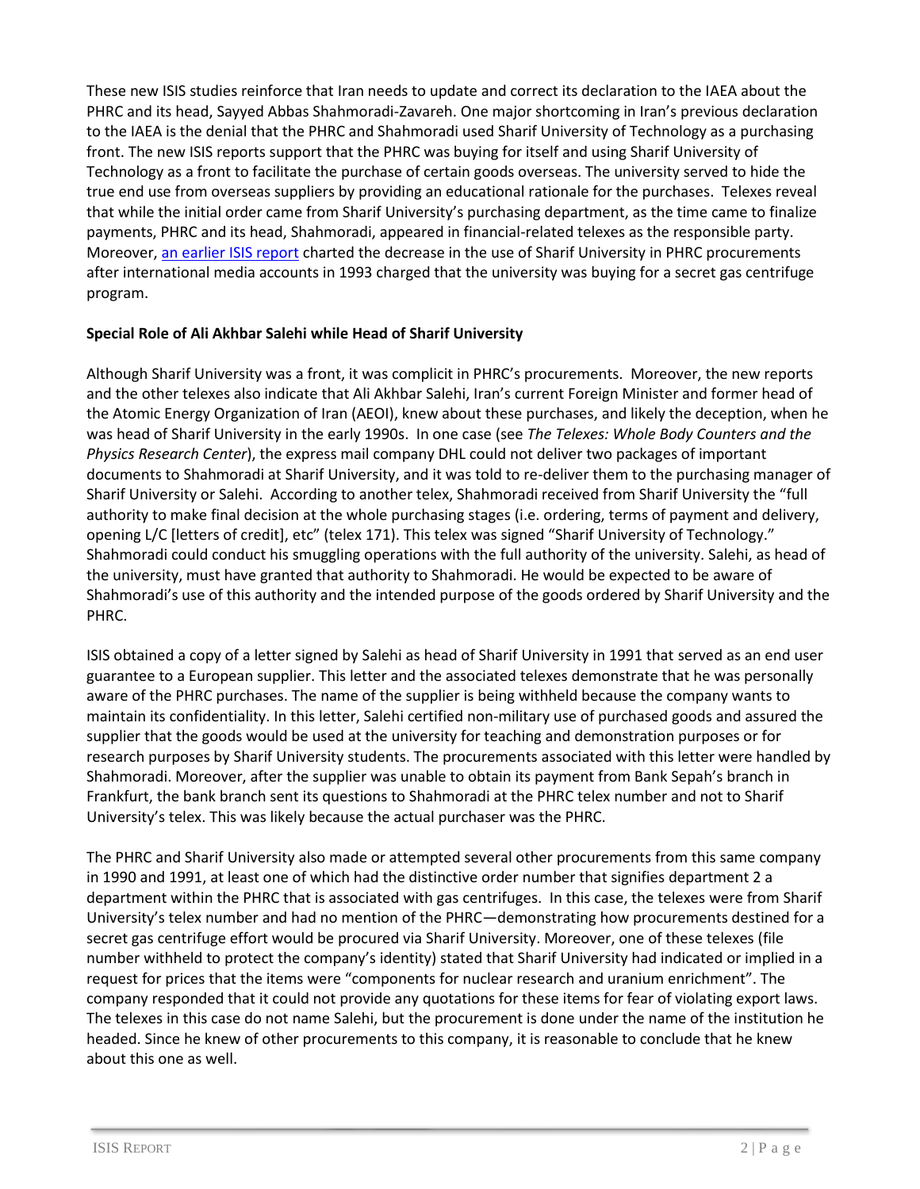These new ISIS studies reinforce that Iran needs to update and correct its declaration to the IAEA about the PHRC and its head, Sayyed Abbas Shahmoradi-Zavareh. One major shortcoming in Iran's previous declaration to the IAEA is the denial that the PHRC and Shahmoradi used Sharif University of Technology as a purchasing front. The new ISIS reports support that the PHRC was buying for itself and using Sharif University of Technology as a front to facilitate the purchase of certain goods overseas. The university served to hide the true end use from overseas suppliers by providing an educational rationale for the purchases. Telexes reveal that while the initial order came from Sharif University's purchasing department, as the time came to finalize payments, PHRC and its head, Shahmoradi, appeared in financial-related telexes as the responsible party. Moreover, an earlier ISIS report charted the decrease in the use of Sharif University in PHRC procurements after international media accounts in 1993 charged that the university was buying for a secret gas centrifuge program.

**Special Role of Ali Akhbar Salehi while Head of Sharif University**

Although Sharif University was a front, it was complicit in PHRC's procurements. Moreover, the new reports and the other telexes also indicate that Ali Akhbar Salehi, Iran's current Foreign Minister and former head of the Atomic Energy Organization of Iran (AEOI), knew about these purchases, and likely the deception, when he was head of Sharif University in the early 1990s. In one case (see *The Telexes: Whole Body Counters and the Physics Research Center*), the express mail company DHL could not deliver two packages of important documents to Shahmoradi at Sharif University, and it was told to re-deliver them to the purchasing manager of Sharif University or Salehi. According to another telex, Shahmoradi received from Sharif University the "full authority to make final decision at the whole purchasing stages (i.e. ordering, terms of payment and delivery, opening L/C [letters of credit], etc" (telex 171). This telex was signed "Sharif University of Technology." Shahmoradi could conduct his smuggling operations with the full authority of the university. Salehi, as head of the university, must have granted that authority to Shahmoradi. He would be expected to be aware of Shahmoradi's use of this authority and the intended purpose of the goods ordered by Sharif University and the PHRC.

ISIS obtained a copy of a letter signed by Salehi as head of Sharif University in 1991 that served as an end user guarantee to a European supplier. This letter and the associated telexes demonstrate that he was personally aware of the PHRC purchases. The name of the supplier is being withheld because the company wants to maintain its confidentiality. In this letter, Salehi certified non-military use of purchased goods and assured the supplier that the goods would be used at the university for teaching and demonstration purposes or for research purposes by Sharif University students. The procurements associated with this letter were handled by Shahmoradi. Moreover, after the supplier was unable to obtain its payment from Bank Sepah's branch in Frankfurt, the bank branch sent its questions to Shahmoradi at the PHRC telex number and not to Sharif University's telex. This was likely because the actual purchaser was the PHRC.

The PHRC and Sharif University also made or attempted several other procurements from this same company in 1990 and 1991, at least one of which had the distinctive order number that signifies department 2 a department within the PHRC that is associated with gas centrifuges. In this case, the telexes were from Sharif University's telex number and had no mention of the PHRC—demonstrating how procurements destined for a secret gas centrifuge effort would be procured via Sharif University. Moreover, one of these telexes (file number withheld to protect the company's identity) stated that Sharif University had indicated or implied in a request for prices that the items were "components for nuclear research and uranium enrichment". The company responded that it could not provide any quotations for these items for fear of violating export laws. The telexes in this case do not name Salehi, but the procurement is done under the name of the institution he headed. Since he knew of other procurements to this company, it is reasonable to conclude that he knew about this one as well.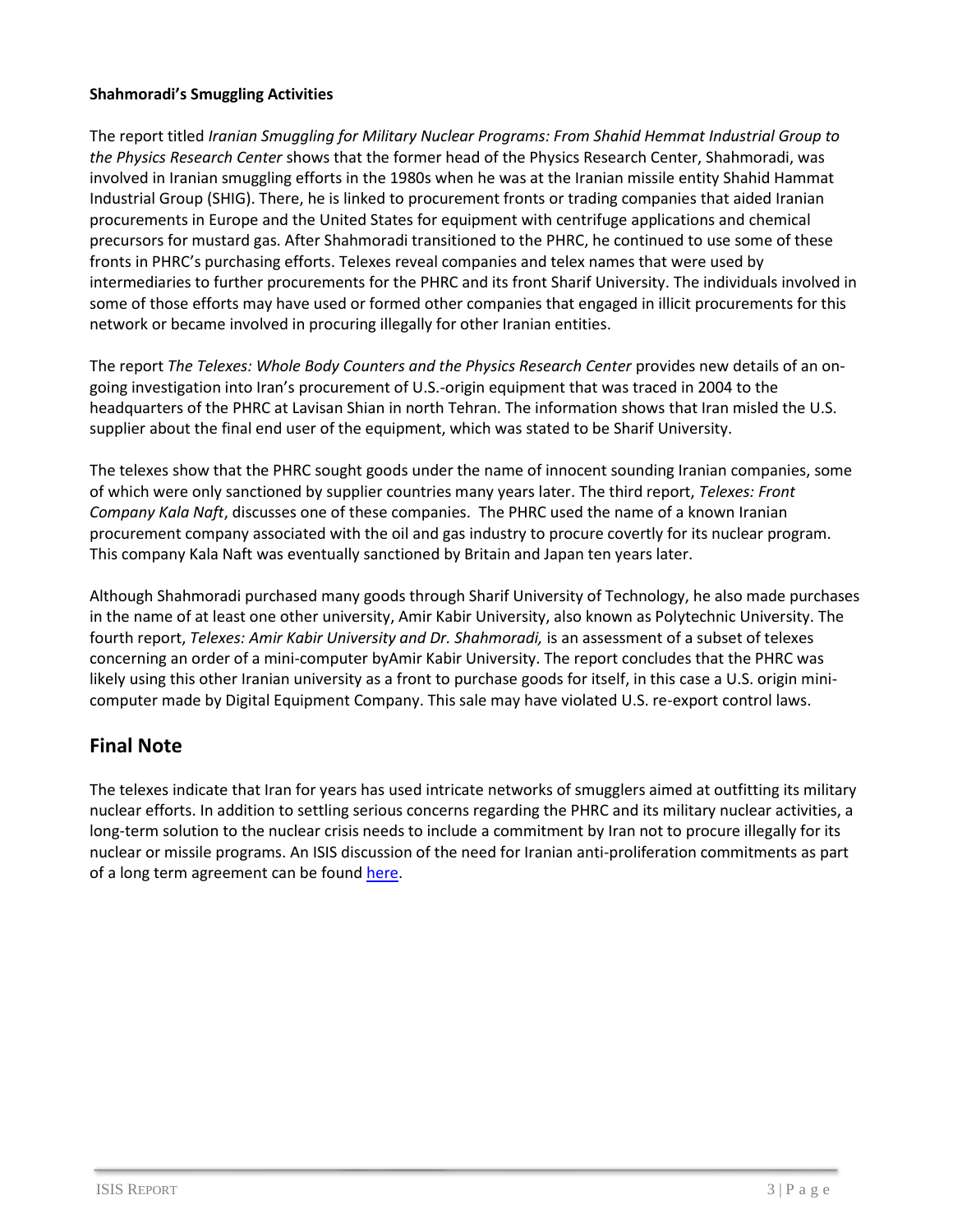**Shahmoradi's Smuggling Activities**

The report titled *Iranian Smuggling for Military Nuclear Programs: From Shahid Hemmat Industrial Group to the Physics Research Center* shows that the former head of the Physics Research Center, Shahmoradi, was involved in Iranian smuggling efforts in the 1980s when he was at the Iranian missile entity Shahid Hammat Industrial Group (SHIG). There, he is linked to procurement fronts or trading companies that aided Iranian procurements in Europe and the United States for equipment with centrifuge applications and chemical precursors for mustard gas. After Shahmoradi transitioned to the PHRC, he continued to use some of these fronts in PHRC's purchasing efforts. Telexes reveal companies and telex names that were used by intermediaries to further procurements for the PHRC and its front Sharif University. The individuals involved in some of those efforts may have used or formed other companies that engaged in illicit procurements for this network or became involved in procuring illegally for other Iranian entities.

The report *The Telexes: Whole Body Counters and the Physics Research Center* provides new details of an on-going investigation into Iran's procurement of U.S.-origin equipment that was traced in 2004 to the headquarters of the PHRC at Lavisan Shian in north Tehran. The information shows that Iran misled the U.S. supplier about the final end user of the equipment, which was stated to be Sharif University.

The telexes show that the PHRC sought goods under the name of innocent sounding Iranian companies, some of which were only sanctioned by supplier countries many years later. The third report, *Telexes: Front Company Kala Naft*, discusses one of these companies. The PHRC used the name of a known Iranian procurement company associated with the oil and gas industry to procure covertly for its nuclear program. This company Kala Naft was eventually sanctioned by Britain and Japan ten years later.

Although Shahmoradi purchased many goods through Sharif University of Technology, he also made purchases in the name of at least one other university, Amir Kabir University, also known as Polytechnic University. The fourth report, *Telexes: Amir Kabir University and Dr. Shahmoradi,* is an assessment of a subset of telexes concerning an order of a mini-computer byAmir Kabir University. The report concludes that the PHRC was likely using this other Iranian university as a front to purchase goods for itself, in this case a U.S. origin mini-computer made by Digital Equipment Company. This sale may have violated U.S. re-export control laws.

## Final Note

The telexes indicate that Iran for years has used intricate networks of smugglers aimed at outfitting its military nuclear efforts. In addition to settling serious concerns regarding the PHRC and its military nuclear activities, a long-term solution to the nuclear crisis needs to include a commitment by Iran not to procure illegally for its nuclear or missile programs. An ISIS discussion of the need for Iranian anti-proliferation commitments as part of a long term agreement can be found here.